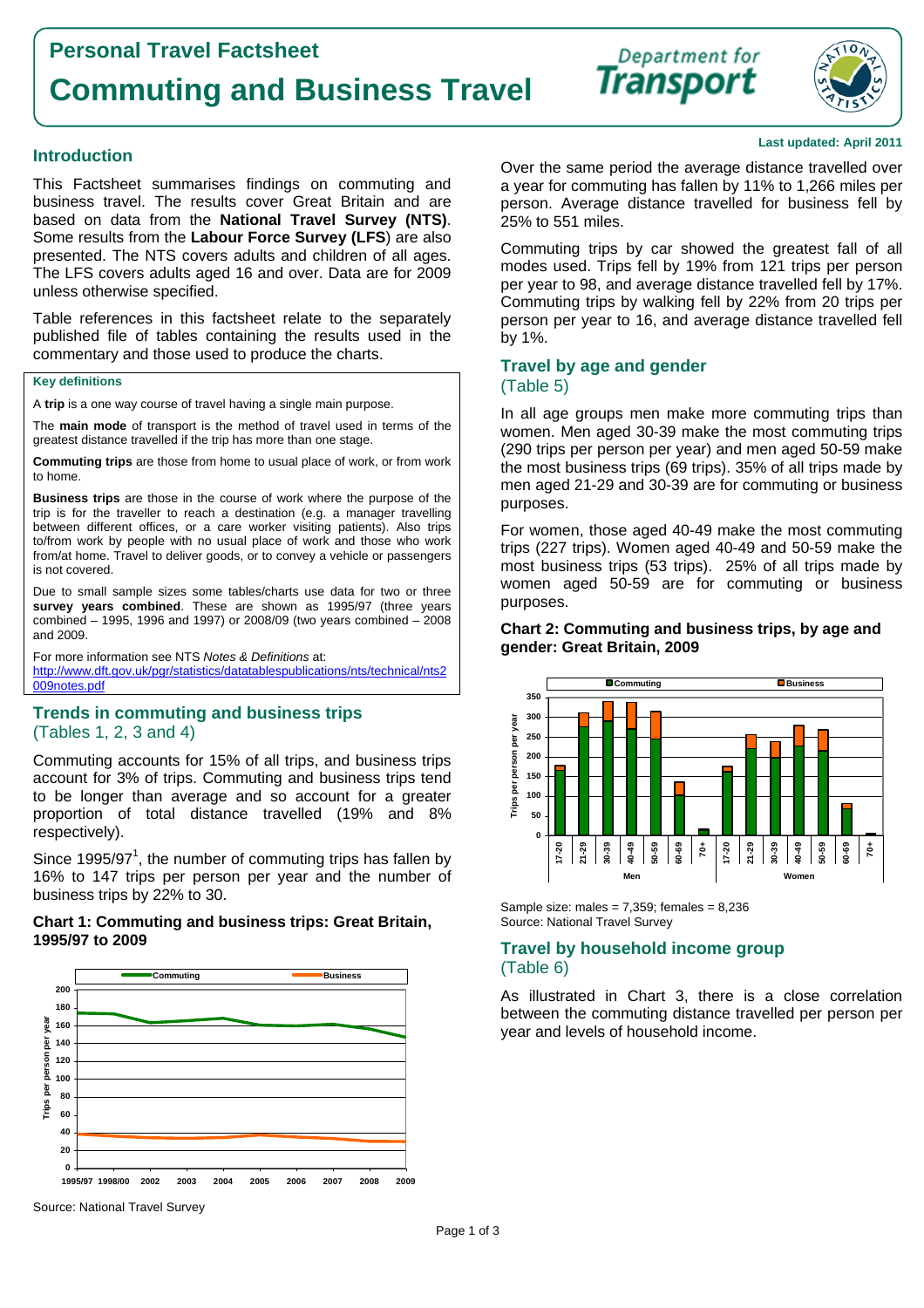# Personal Travel Factsheet

# Commuting and Business Travel

Department for Transport

Last updated: April 2011

## Introduction

This Factsheet summarises findings on commuting and business travel. The results cover Great Britain and are based on data from the **National Travel Survey (NTS)**. Some results from the **Labour Force Survey (LFS**) are also presented. The NTS covers adults and children of all ages. The LFS covers adults aged 16 and over. Data are for 2009 unless otherwise specified.

Table references in this factsheet relate to the separately published file of tables containing the results used in the commentary and those used to produce the charts.

**Key definitions**

A **trip** is a one way course of travel having a single main purpose.

The **main mode** of transport is the method of travel used in terms of the greatest distance travelled if the trip has more than one stage.

**Commuting trips** are those from home to usual place of work, or from work to home.

**Business trips** are those in the course of work where the purpose of the trip is for the traveller to reach a destination (e.g. a manager travelling between different offices, or a care worker visiting patients). Also trips to/from work by people with no usual place of work and those who work from/at home. Travel to deliver goods, or to convey a vehicle or passengers is not covered.

Due to small sample sizes some tables/charts use data for two or three **survey years combined**. These are shown as 1995/97 (three years combined – 1995, 1996 and 1997) or 2008/09 (two years combined – 2008 and 2009.

For more information see NTS *Notes & Definitions* at: http://www.dft.gov.uk/pgr/statistics/datatablespublications/nts/technical/nts2009notes.pdf

## Trends in commuting and business trips
(Tables 1, 2, 3 and 4)

Commuting accounts for 15% of all trips, and business trips account for 3% of trips. Commuting and business trips tend to be longer than average and so account for a greater proportion of total distance travelled (19% and 8% respectively).

Since 1995/97[1], the number of commuting trips has fallen by 16% to 147 trips per person per year and the number of business trips by 22% to 30.

**Chart 1: Commuting and business trips: Great Britain, 1995/97 to 2009**

Commuting
Business
Trips per person per year
0
20
40
60
80
100
120
140
160
180
200
1995/97 1998/00 2002 2003 2004 2005 2006 2007 2008 2009

Source: National Travel Survey

Over the same period the average distance travelled over a year for commuting has fallen by 11% to 1,266 miles per person. Average distance travelled for business fell by 25% to 551 miles.

Commuting trips by car showed the greatest fall of all modes used. Trips fell by 19% from 121 trips per person per year to 98, and average distance travelled fell by 17%. Commuting trips by walking fell by 22% from 20 trips per person per year to 16, and average distance travelled fell by 1%.

## Travel by age and gender
(Table 5)

In all age groups men make more commuting trips than women. Men aged 30-39 make the most commuting trips (290 trips per person per year) and men aged 50-59 make the most business trips (69 trips). 35% of all trips made by men aged 21-29 and 30-39 are for commuting or business purposes.

For women, those aged 40-49 make the most commuting trips (227 trips). Women aged 40-49 and 50-59 make the most business trips (53 trips). 25% of all trips made by women aged 50-59 are for commuting or business purposes.

**Chart 2: Commuting and business trips, by age and gender: Great Britain, 2009**

Commuting
Business
Trips per person per year
0
50
100
150
200
250
300
350
17-20 21-29 30-39 40-49 50-59 60-69 70+
Men
17-20 21-29 30-39 40-49 50-59 60-69 70+
Women

Sample size: males = 7,359; females = 8,236
Source: National Travel Survey

## Travel by household income group
(Table 6)

As illustrated in Chart 3, there is a close correlation between the commuting distance travelled per person per year and levels of household income.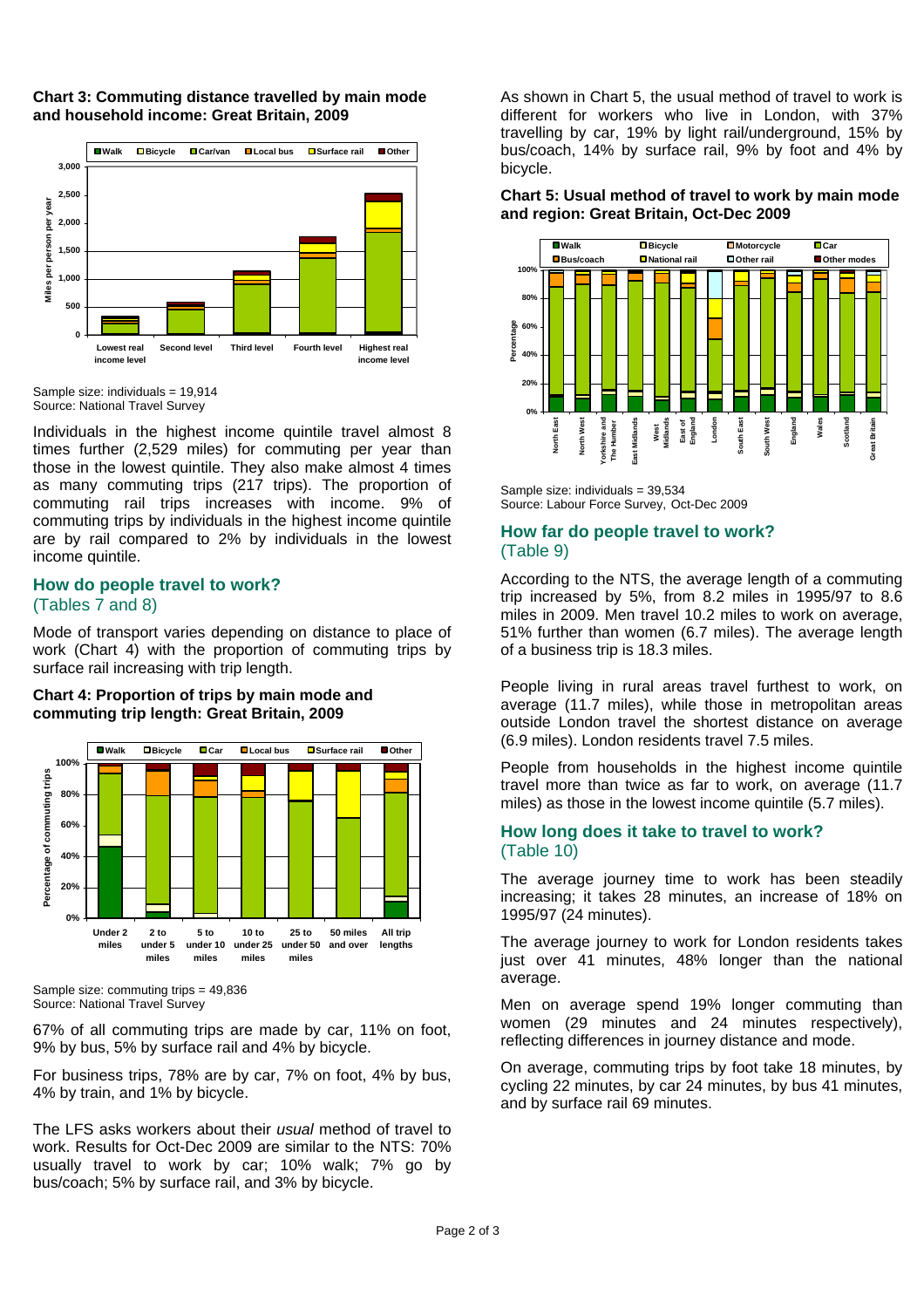**Chart 3: Commuting distance travelled by main mode and household income: Great Britain, 2009**

Sample size: individuals = 19,914
Source: National Travel Survey

Individuals in the highest income quintile travel almost 8 times further (2,529 miles) for commuting per year than those in the lowest quintile. They also make almost 4 times as many commuting trips (217 trips). The proportion of commuting rail trips increases with income. 9% of commuting trips by individuals in the highest income quintile are by rail compared to 2% by individuals in the lowest income quintile.

## How do people travel to work?
(Tables 7 and 8)

Mode of transport varies depending on distance to place of work (Chart 4) with the proportion of commuting trips by surface rail increasing with trip length.

**Chart 4: Proportion of trips by main mode and commuting trip length: Great Britain, 2009**

Sample size: commuting trips = 49,836
Source: National Travel Survey

67% of all commuting trips are made by car, 11% on foot, 9% by bus, 5% by surface rail and 4% by bicycle.

For business trips, 78% are by car, 7% on foot, 4% by bus, 4% by train, and 1% by bicycle.

The LFS asks workers about their *usual* method of travel to work. Results for Oct-Dec 2009 are similar to the NTS: 70% usually travel to work by car; 10% walk; 7% go by bus/coach; 5% by surface rail, and 3% by bicycle.

As shown in Chart 5, the usual method of travel to work is different for workers who live in London, with 37% travelling by car, 19% by light rail/underground, 15% by bus/coach, 14% by surface rail, 9% by foot and 4% by bicycle.

**Chart 5: Usual method of travel to work by main mode and region: Great Britain, Oct-Dec 2009**

Sample size: individuals = 39,534
Source: Labour Force Survey, Oct-Dec 2009

## How far do people travel to work?
(Table 9)

According to the NTS, the average length of a commuting trip increased by 5%, from 8.2 miles in 1995/97 to 8.6 miles in 2009. Men travel 10.2 miles to work on average, 51% further than women (6.7 miles). The average length of a business trip is 18.3 miles.

People living in rural areas travel furthest to work, on average (11.7 miles), while those in metropolitan areas outside London travel the shortest distance on average (6.9 miles). London residents travel 7.5 miles.

People from households in the highest income quintile travel more than twice as far to work, on average (11.7 miles) as those in the lowest income quintile (5.7 miles).

## How long does it take to travel to work?
(Table 10)

The average journey time to work has been steadily increasing; it takes 28 minutes, an increase of 18% on 1995/97 (24 minutes).

The average journey to work for London residents takes just over 41 minutes, 48% longer than the national average.

Men on average spend 19% longer commuting than women (29 minutes and 24 minutes respectively), reflecting differences in journey distance and mode.

On average, commuting trips by foot take 18 minutes, by cycling 22 minutes, by car 24 minutes, by bus 41 minutes, and by surface rail 69 minutes.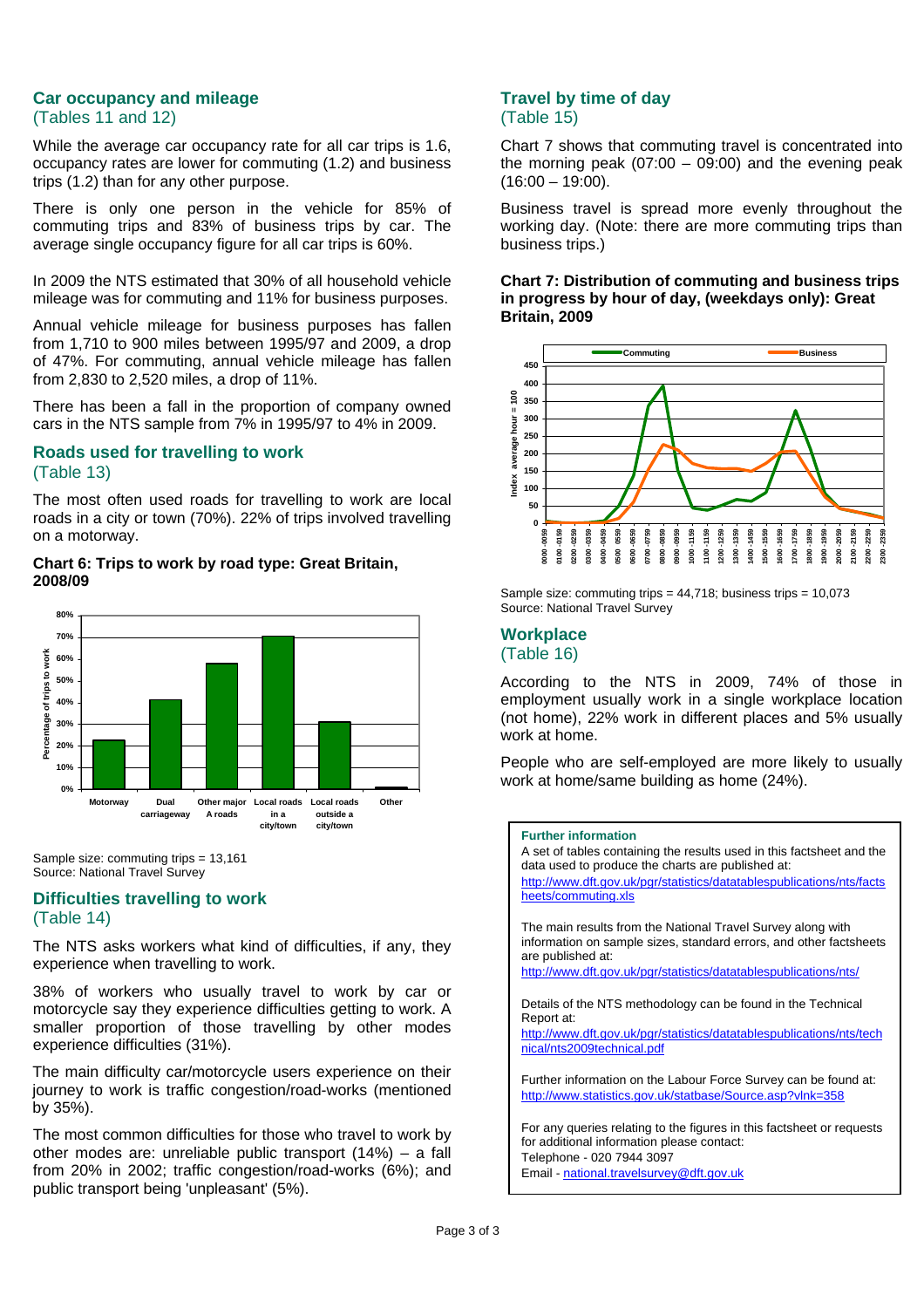## Car occupancy and mileage

(Tables 11 and 12)

While the average car occupancy rate for all car trips is 1.6, occupancy rates are lower for commuting (1.2) and business trips (1.2) than for any other purpose.

There is only one person in the vehicle for 85% of commuting trips and 83% of business trips by car. The average single occupancy figure for all car trips is 60%.

In 2009 the NTS estimated that 30% of all household vehicle mileage was for commuting and 11% for business purposes.

Annual vehicle mileage for business purposes has fallen from 1,710 to 900 miles between 1995/97 and 2009, a drop of 47%. For commuting, annual vehicle mileage has fallen from 2,830 to 2,520 miles, a drop of 11%.

There has been a fall in the proportion of company owned cars in the NTS sample from 7% in 1995/97 to 4% in 2009.

## Roads used for travelling to work

(Table 13)

The most often used roads for travelling to work are local roads in a city or town (70%). 22% of trips involved travelling on a motorway.

**Chart 6: Trips to work by road type: Great Britain, 2008/09**

Percentage of trips to work

80%
70%
60%
50%
40%
30%
20%
10%
0%

Motorway
Dual carriageway
Other major A roads
Local roads in a city/town
Local roads outside a city/town
Other

Sample size: commuting trips = 13,161
Source: National Travel Survey

## Difficulties travelling to work

(Table 14)

The NTS asks workers what kind of difficulties, if any, they experience when travelling to work.

38% of workers who usually travel to work by car or motorcycle say they experience difficulties getting to work. A smaller proportion of those travelling by other modes experience difficulties (31%).

The main difficulty car/motorcycle users experience on their journey to work is traffic congestion/road-works (mentioned by 35%).

The most common difficulties for those who travel to work by other modes are: unreliable public transport (14%) – a fall from 20% in 2002; traffic congestion/road-works (6%); and public transport being 'unpleasant' (5%).

## Travel by time of day

(Table 15)

Chart 7 shows that commuting travel is concentrated into the morning peak (07:00 – 09:00) and the evening peak (16:00 – 19:00).

Business travel is spread more evenly throughout the working day. (Note: there are more commuting trips than business trips.)

**Chart 7: Distribution of commuting and business trips in progress by hour of day, (weekdays only): Great Britain, 2009**

Commuting
Business

Index average hour = 100

450
400
350
300
250
200
150
100
50
0

0000 -0059
0100 -0159
0200 -0259
0300 -0359
0400 -0459
0500 -0559
0600 -0659
0700 -0759
0800 -0859
0900 -0959
1000 -1159
1100 -1159
1200 -1259
1300 -1359
1400 -1459
1500 -1559
1600 -1659
1700 -1759
1800 -1859
1900 -1959
2000 -2059
2100 -2159
2200 -2259
2300 -2359

Sample size: commuting trips = 44,718; business trips = 10,073
Source: National Travel Survey

## Workplace

(Table 16)

According to the NTS in 2009, 74% of those in employment usually work in a single workplace location (not home), 22% work in different places and 5% usually work at home.

People who are self-employed are more likely to usually work at home/same building as home (24%).

**Further information**

A set of tables containing the results used in this factsheet and the data used to produce the charts are published at:
http://www.dft.gov.uk/pgr/statistics/datatablespublications/nts/factsheets/commuting.xls

The main results from the National Travel Survey along with information on sample sizes, standard errors, and other factsheets are published at:
http://www.dft.gov.uk/pgr/statistics/datatablespublications/nts/

Details of the NTS methodology can be found in the Technical Report at:
http://www.dft.gov.uk/pgr/statistics/datatablespublications/nts/technical/nts2009technical.pdf

Further information on the Labour Force Survey can be found at:
http://www.statistics.gov.uk/statbase/Source.asp?vlnk=358

For any queries relating to the figures in this factsheet or requests for additional information please contact:
Telephone - 020 7944 3097
Email - national.travelsurvey@dft.gov.uk